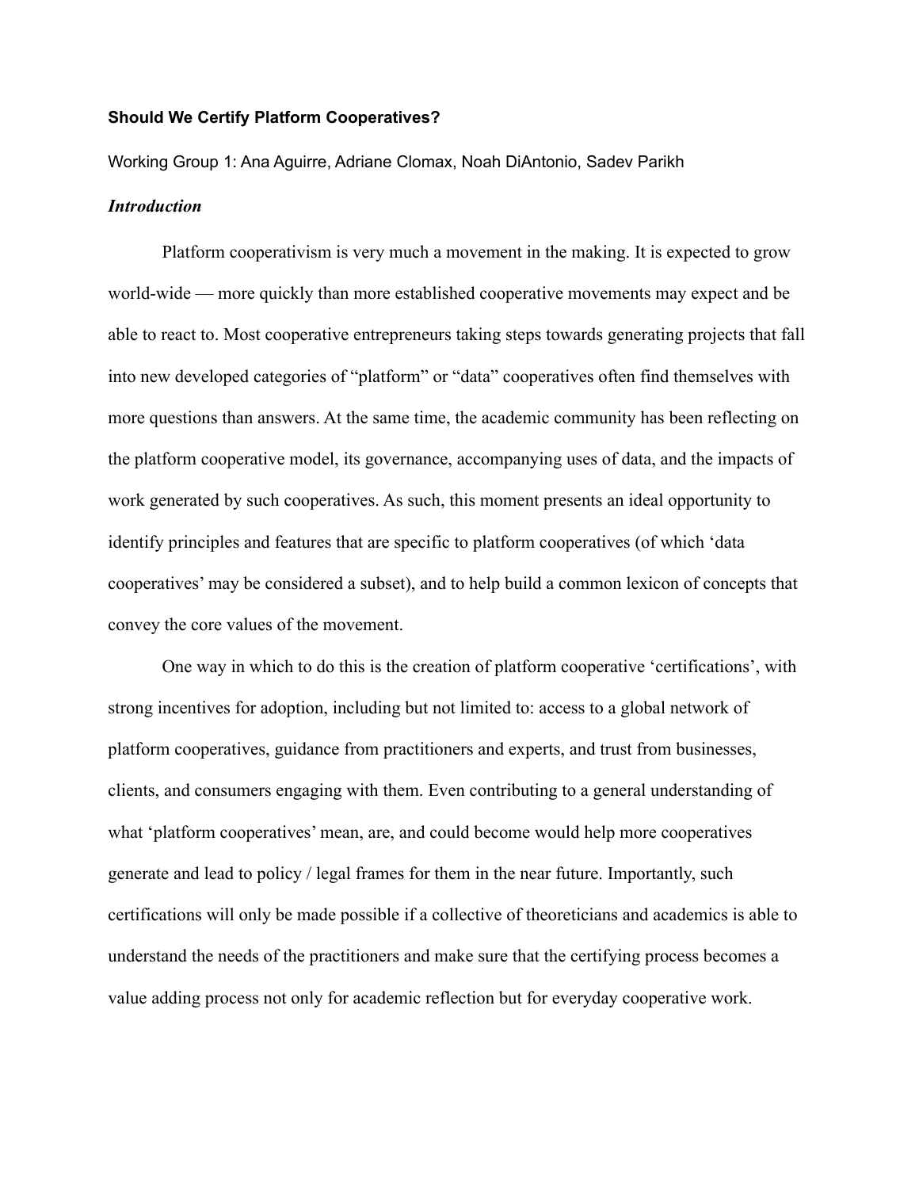**Should We Certify Platform Cooperatives?**

Working Group 1: Ana Aguirre, Adriane Clomax, Noah DiAntonio, Sadev Parikh

***Introduction***

Platform cooperativism is very much a movement in the making. It is expected to grow world-wide — more quickly than more established cooperative movements may expect and be able to react to. Most cooperative entrepreneurs taking steps towards generating projects that fall into new developed categories of "platform" or "data" cooperatives often find themselves with more questions than answers. At the same time, the academic community has been reflecting on the platform cooperative model, its governance, accompanying uses of data, and the impacts of work generated by such cooperatives. As such, this moment presents an ideal opportunity to identify principles and features that are specific to platform cooperatives (of which 'data cooperatives' may be considered a subset), and to help build a common lexicon of concepts that convey the core values of the movement.

One way in which to do this is the creation of platform cooperative 'certifications', with strong incentives for adoption, including but not limited to: access to a global network of platform cooperatives, guidance from practitioners and experts, and trust from businesses, clients, and consumers engaging with them. Even contributing to a general understanding of what 'platform cooperatives' mean, are, and could become would help more cooperatives generate and lead to policy / legal frames for them in the near future. Importantly, such certifications will only be made possible if a collective of theoreticians and academics is able to understand the needs of the practitioners and make sure that the certifying process becomes a value adding process not only for academic reflection but for everyday cooperative work.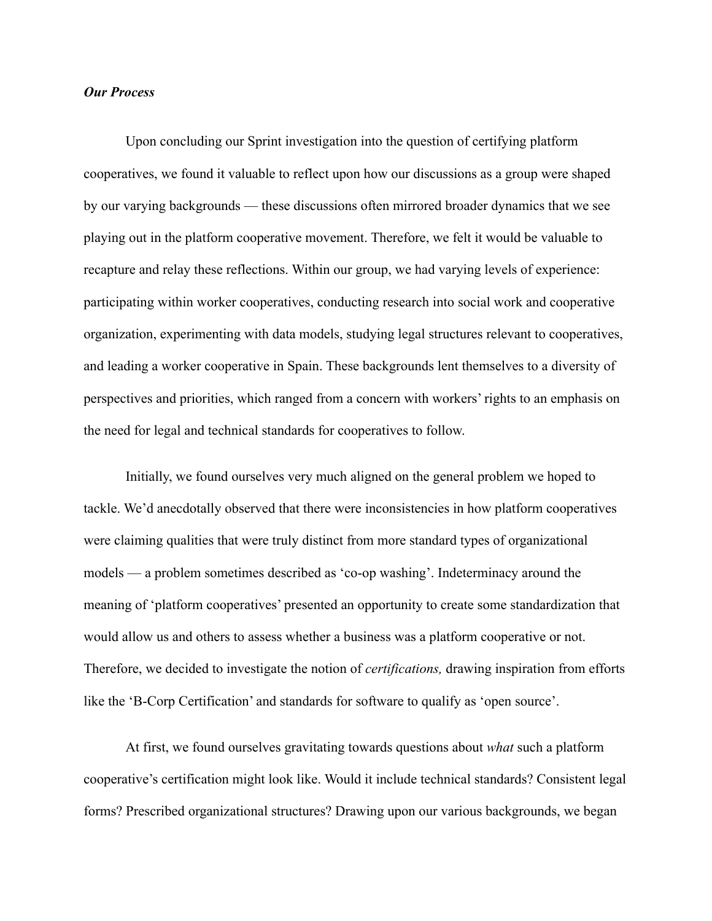***Our Process***

Upon concluding our Sprint investigation into the question of certifying platform cooperatives, we found it valuable to reflect upon how our discussions as a group were shaped by our varying backgrounds — these discussions often mirrored broader dynamics that we see playing out in the platform cooperative movement. Therefore, we felt it would be valuable to recapture and relay these reflections. Within our group, we had varying levels of experience: participating within worker cooperatives, conducting research into social work and cooperative organization, experimenting with data models, studying legal structures relevant to cooperatives, and leading a worker cooperative in Spain. These backgrounds lent themselves to a diversity of perspectives and priorities, which ranged from a concern with workers' rights to an emphasis on the need for legal and technical standards for cooperatives to follow.

Initially, we found ourselves very much aligned on the general problem we hoped to tackle. We'd anecdotally observed that there were inconsistencies in how platform cooperatives were claiming qualities that were truly distinct from more standard types of organizational models — a problem sometimes described as 'co-op washing'. Indeterminacy around the meaning of 'platform cooperatives' presented an opportunity to create some standardization that would allow us and others to assess whether a business was a platform cooperative or not. Therefore, we decided to investigate the notion of *certifications,* drawing inspiration from efforts like the 'B-Corp Certification' and standards for software to qualify as 'open source'.

At first, we found ourselves gravitating towards questions about *what* such a platform cooperative's certification might look like. Would it include technical standards? Consistent legal forms? Prescribed organizational structures? Drawing upon our various backgrounds, we began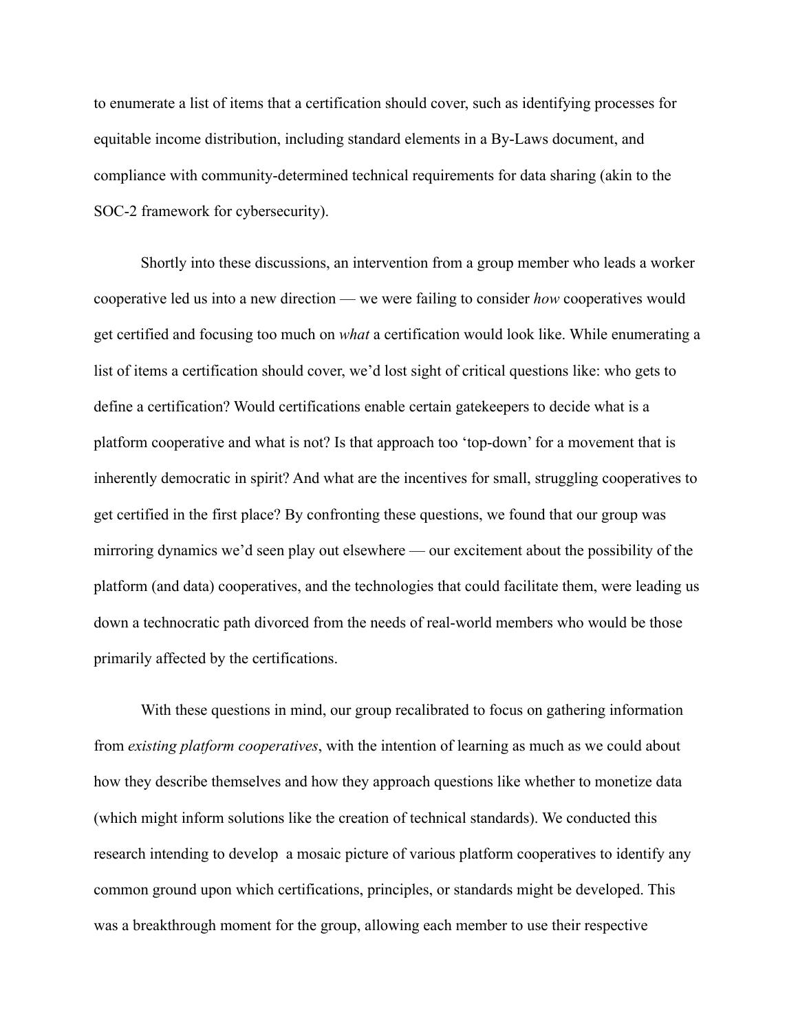to enumerate a list of items that a certification should cover, such as identifying processes for equitable income distribution, including standard elements in a By-Laws document, and compliance with community-determined technical requirements for data sharing (akin to the SOC-2 framework for cybersecurity).

Shortly into these discussions, an intervention from a group member who leads a worker cooperative led us into a new direction — we were failing to consider *how* cooperatives would get certified and focusing too much on *what* a certification would look like. While enumerating a list of items a certification should cover, we'd lost sight of critical questions like: who gets to define a certification? Would certifications enable certain gatekeepers to decide what is a platform cooperative and what is not? Is that approach too 'top-down' for a movement that is inherently democratic in spirit? And what are the incentives for small, struggling cooperatives to get certified in the first place? By confronting these questions, we found that our group was mirroring dynamics we'd seen play out elsewhere — our excitement about the possibility of the platform (and data) cooperatives, and the technologies that could facilitate them, were leading us down a technocratic path divorced from the needs of real-world members who would be those primarily affected by the certifications.

With these questions in mind, our group recalibrated to focus on gathering information from *existing platform cooperatives*, with the intention of learning as much as we could about how they describe themselves and how they approach questions like whether to monetize data (which might inform solutions like the creation of technical standards). We conducted this research intending to develop a mosaic picture of various platform cooperatives to identify any common ground upon which certifications, principles, or standards might be developed. This was a breakthrough moment for the group, allowing each member to use their respective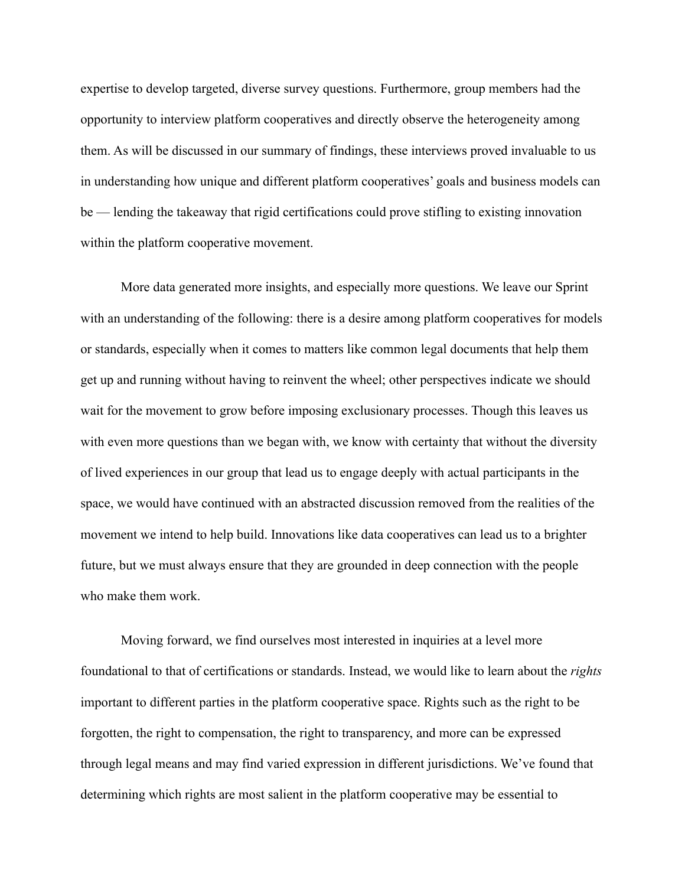expertise to develop targeted, diverse survey questions. Furthermore, group members had the opportunity to interview platform cooperatives and directly observe the heterogeneity among them. As will be discussed in our summary of findings, these interviews proved invaluable to us in understanding how unique and different platform cooperatives' goals and business models can be — lending the takeaway that rigid certifications could prove stifling to existing innovation within the platform cooperative movement.

More data generated more insights, and especially more questions. We leave our Sprint with an understanding of the following: there is a desire among platform cooperatives for models or standards, especially when it comes to matters like common legal documents that help them get up and running without having to reinvent the wheel; other perspectives indicate we should wait for the movement to grow before imposing exclusionary processes. Though this leaves us with even more questions than we began with, we know with certainty that without the diversity of lived experiences in our group that lead us to engage deeply with actual participants in the space, we would have continued with an abstracted discussion removed from the realities of the movement we intend to help build. Innovations like data cooperatives can lead us to a brighter future, but we must always ensure that they are grounded in deep connection with the people who make them work.

Moving forward, we find ourselves most interested in inquiries at a level more foundational to that of certifications or standards. Instead, we would like to learn about the *rights* important to different parties in the platform cooperative space. Rights such as the right to be forgotten, the right to compensation, the right to transparency, and more can be expressed through legal means and may find varied expression in different jurisdictions. We've found that determining which rights are most salient in the platform cooperative may be essential to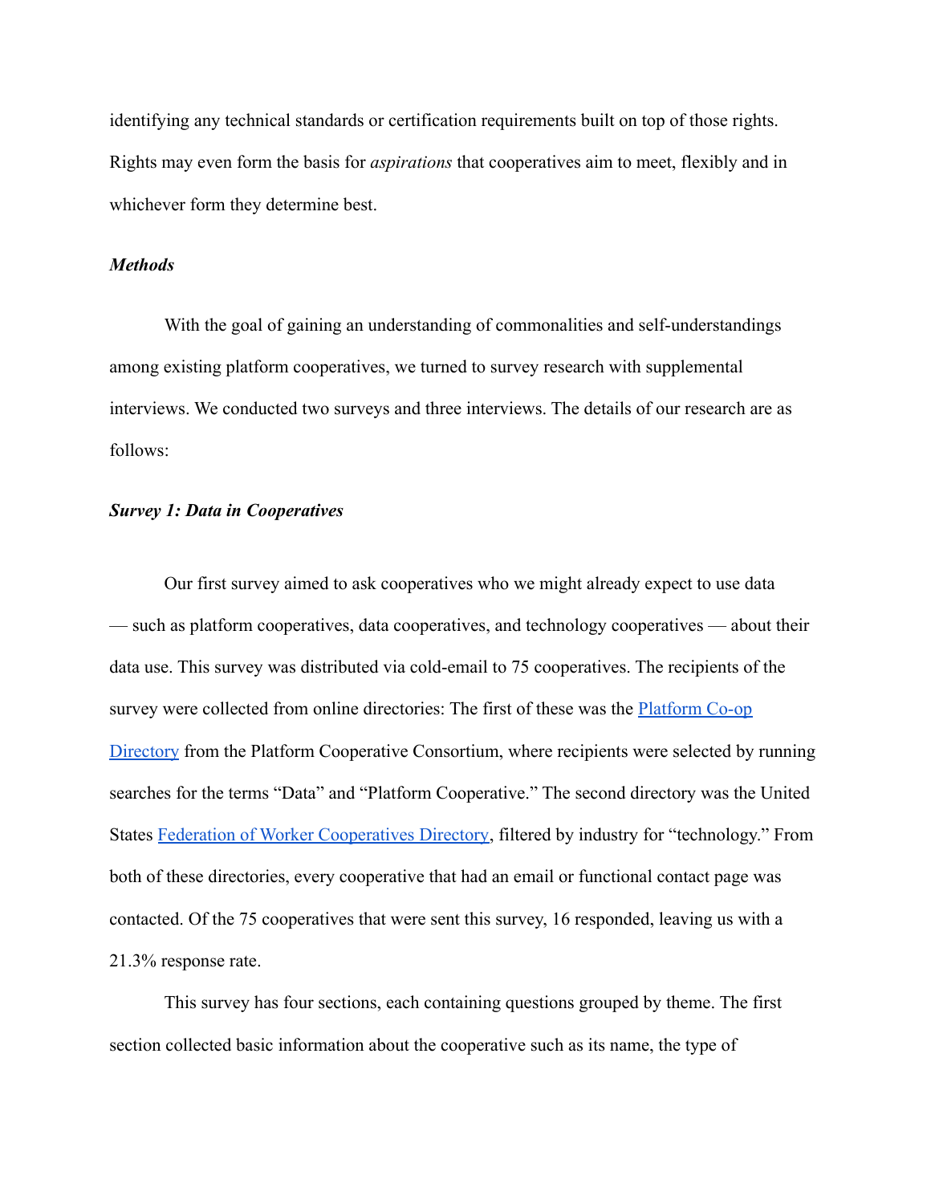identifying any technical standards or certification requirements built on top of those rights. Rights may even form the basis for *aspirations* that cooperatives aim to meet, flexibly and in whichever form they determine best.

***Methods***

With the goal of gaining an understanding of commonalities and self-understandings among existing platform cooperatives, we turned to survey research with supplemental interviews. We conducted two surveys and three interviews. The details of our research are as follows:

***Survey 1: Data in Cooperatives***

Our first survey aimed to ask cooperatives who we might already expect to use data — such as platform cooperatives, data cooperatives, and technology cooperatives — about their data use. This survey was distributed via cold-email to 75 cooperatives. The recipients of the survey were collected from online directories: The first of these was the Platform Co-op Directory from the Platform Cooperative Consortium, where recipients were selected by running searches for the terms "Data" and "Platform Cooperative." The second directory was the United States Federation of Worker Cooperatives Directory, filtered by industry for "technology." From both of these directories, every cooperative that had an email or functional contact page was contacted. Of the 75 cooperatives that were sent this survey, 16 responded, leaving us with a 21.3% response rate.

This survey has four sections, each containing questions grouped by theme. The first section collected basic information about the cooperative such as its name, the type of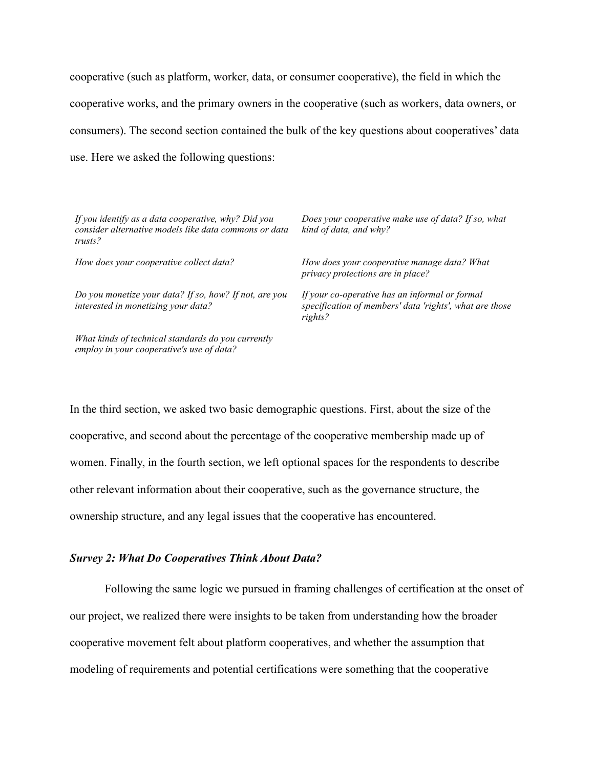cooperative (such as platform, worker, data, or consumer cooperative), the field in which the cooperative works, and the primary owners in the cooperative (such as workers, data owners, or consumers). The second section contained the bulk of the key questions about cooperatives' data use. Here we asked the following questions:

| | |
|---|---|
| *If you identify as a data cooperative, why? Did you consider alternative models like data commons or data trusts?* | *Does your cooperative make use of data? If so, what kind of data, and why?* |
| *How does your cooperative collect data?* | *How does your cooperative manage data? What privacy protections are in place?* |
| *Do you monetize your data? If so, how? If not, are you interested in monetizing your data?* | *If your co-operative has an informal or formal specification of members' data 'rights', what are those rights?* |
| *What kinds of technical standards do you currently employ in your cooperative's use of data?* | |

In the third section, we asked two basic demographic questions. First, about the size of the cooperative, and second about the percentage of the cooperative membership made up of women. Finally, in the fourth section, we left optional spaces for the respondents to describe other relevant information about their cooperative, such as the governance structure, the ownership structure, and any legal issues that the cooperative has encountered.

### *Survey 2: What Do Cooperatives Think About Data?*

Following the same logic we pursued in framing challenges of certification at the onset of our project, we realized there were insights to be taken from understanding how the broader cooperative movement felt about platform cooperatives, and whether the assumption that modeling of requirements and potential certifications were something that the cooperative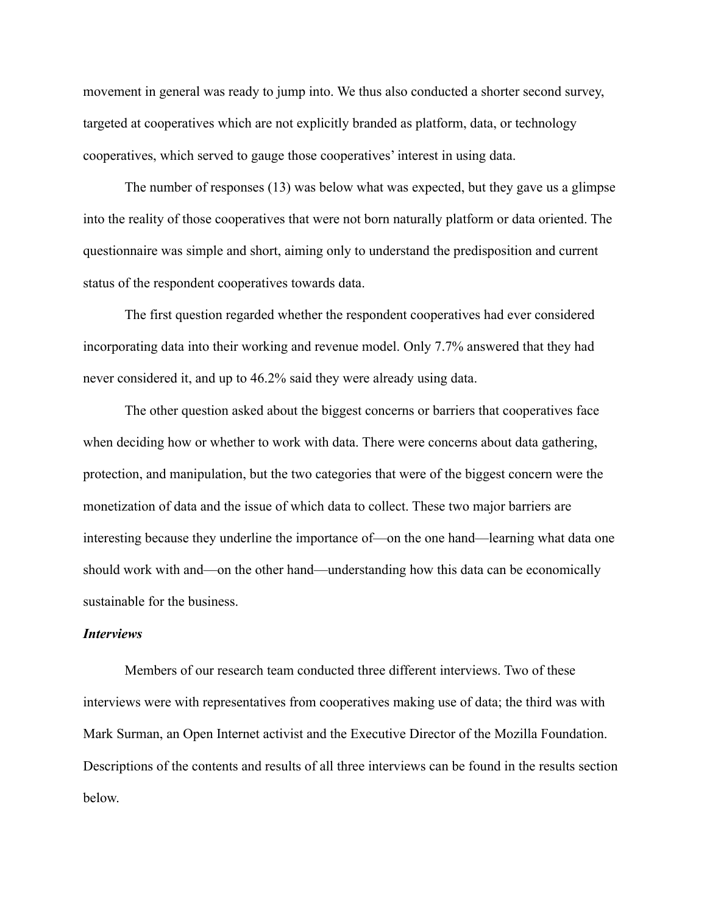movement in general was ready to jump into. We thus also conducted a shorter second survey, targeted at cooperatives which are not explicitly branded as platform, data, or technology cooperatives, which served to gauge those cooperatives' interest in using data.

The number of responses (13) was below what was expected, but they gave us a glimpse into the reality of those cooperatives that were not born naturally platform or data oriented. The questionnaire was simple and short, aiming only to understand the predisposition and current status of the respondent cooperatives towards data.

The first question regarded whether the respondent cooperatives had ever considered incorporating data into their working and revenue model. Only 7.7% answered that they had never considered it, and up to 46.2% said they were already using data.

The other question asked about the biggest concerns or barriers that cooperatives face when deciding how or whether to work with data. There were concerns about data gathering, protection, and manipulation, but the two categories that were of the biggest concern were the monetization of data and the issue of which data to collect. These two major barriers are interesting because they underline the importance of—on the one hand—learning what data one should work with and—on the other hand—understanding how this data can be economically sustainable for the business.

***Interviews***

Members of our research team conducted three different interviews. Two of these interviews were with representatives from cooperatives making use of data; the third was with Mark Surman, an Open Internet activist and the Executive Director of the Mozilla Foundation. Descriptions of the contents and results of all three interviews can be found in the results section below.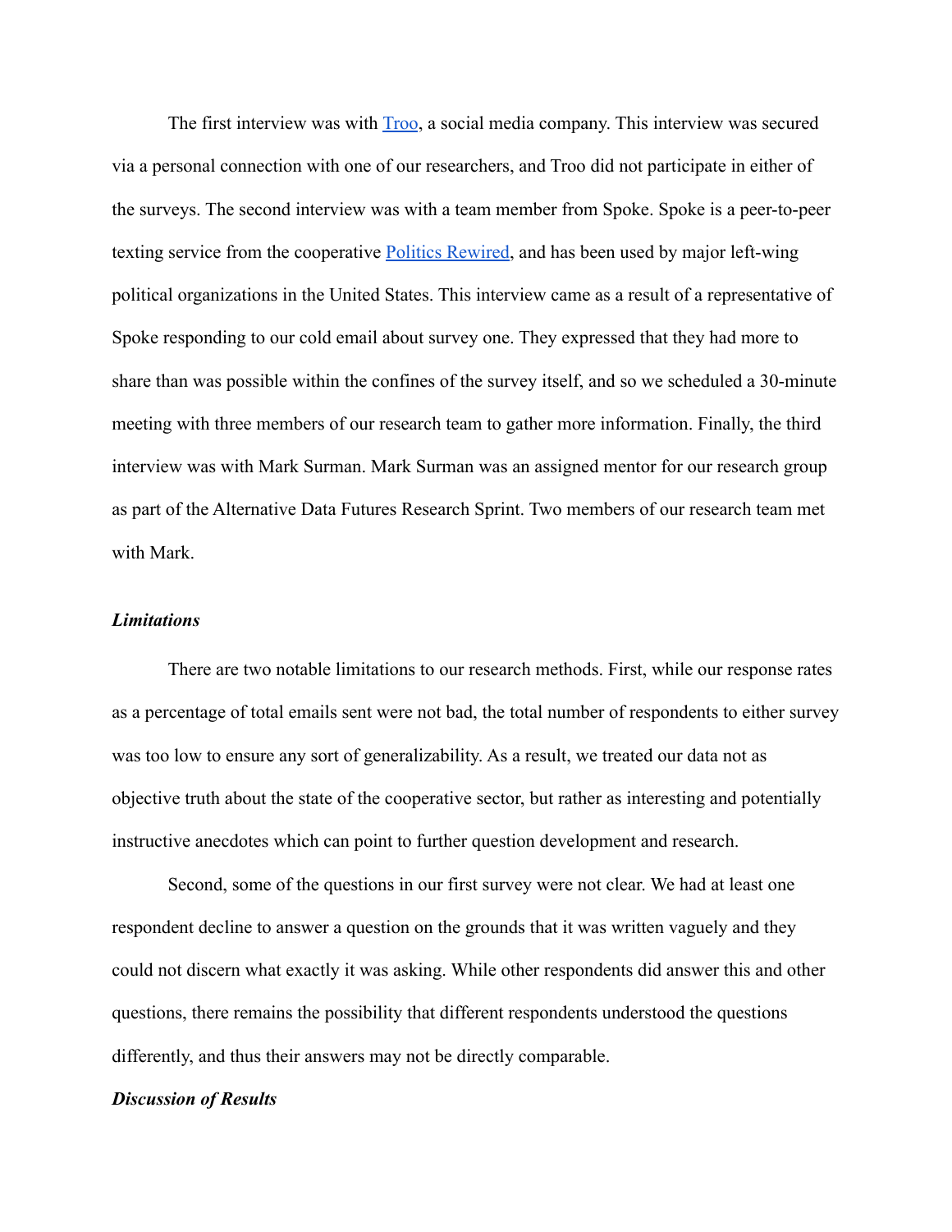The first interview was with [Troo](), a social media company. This interview was secured via a personal connection with one of our researchers, and Troo did not participate in either of the surveys. The second interview was with a team member from Spoke. Spoke is a peer-to-peer texting service from the cooperative [Politics Rewired](), and has been used by major left-wing political organizations in the United States. This interview came as a result of a representative of Spoke responding to our cold email about survey one. They expressed that they had more to share than was possible within the confines of the survey itself, and so we scheduled a 30-minute meeting with three members of our research team to gather more information. Finally, the third interview was with Mark Surman. Mark Surman was an assigned mentor for our research group as part of the Alternative Data Futures Research Sprint. Two members of our research team met with Mark.

### *Limitations*

There are two notable limitations to our research methods. First, while our response rates as a percentage of total emails sent were not bad, the total number of respondents to either survey was too low to ensure any sort of generalizability. As a result, we treated our data not as objective truth about the state of the cooperative sector, but rather as interesting and potentially instructive anecdotes which can point to further question development and research.

Second, some of the questions in our first survey were not clear. We had at least one respondent decline to answer a question on the grounds that it was written vaguely and they could not discern what exactly it was asking. While other respondents did answer this and other questions, there remains the possibility that different respondents understood the questions differently, and thus their answers may not be directly comparable.

### *Discussion of Results*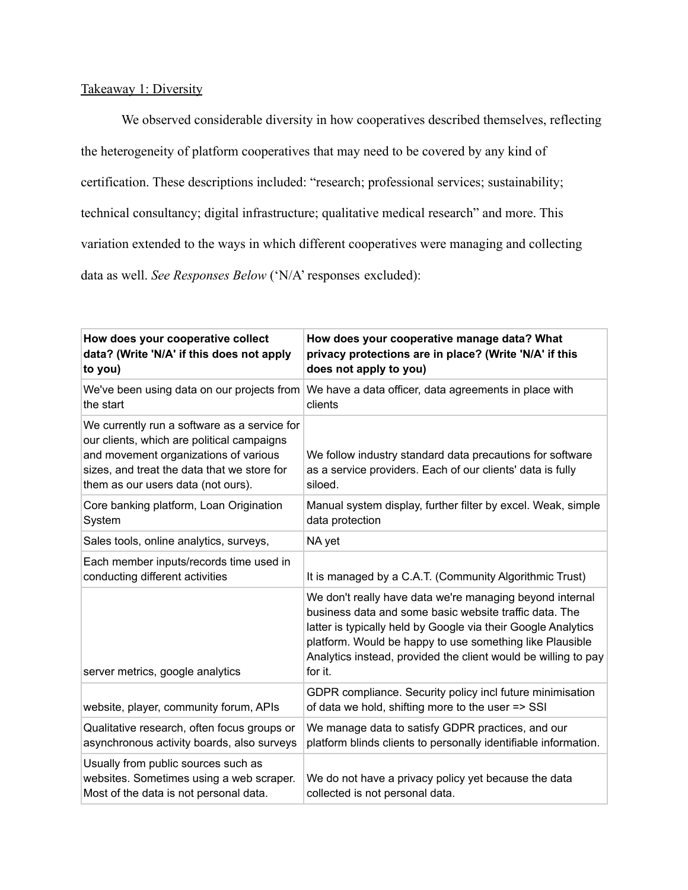Takeaway 1: Diversity

We observed considerable diversity in how cooperatives described themselves, reflecting the heterogeneity of platform cooperatives that may need to be covered by any kind of certification. These descriptions included: "research; professional services; sustainability; technical consultancy; digital infrastructure; qualitative medical research" and more. This variation extended to the ways in which different cooperatives were managing and collecting data as well. *See Responses Below* ('N/A' responses excluded):

| **How does your cooperative collect data? (Write 'N/A' if this does not apply to you)** | **How does your cooperative manage data? What privacy protections are in place? (Write 'N/A' if this does not apply to you)** |
|---|---|
| We've been using data on our projects from the start | We have a data officer, data agreements in place with clients |
| We currently run a software as a service for our clients, which are political campaigns and movement organizations of various sizes, and treat the data that we store for them as our users data (not ours). | We follow industry standard data precautions for software as a service providers. Each of our clients' data is fully siloed. |
| Core banking platform, Loan Origination System | Manual system display, further filter by excel. Weak, simple data protection |
| Sales tools, online analytics, surveys, | NA yet |
| Each member inputs/records time used in conducting different activities | It is managed by a C.A.T. (Community Algorithmic Trust) |
| server metrics, google analytics | We don't really have data we're managing beyond internal business data and some basic website traffic data. The latter is typically held by Google via their Google Analytics platform. Would be happy to use something like Plausible Analytics instead, provided the client would be willing to pay for it. |
| website, player, community forum, APIs | GDPR compliance. Security policy incl future minimisation of data we hold, shifting more to the user => SSI |
| Qualitative research, often focus groups or asynchronous activity boards, also surveys | We manage data to satisfy GDPR practices, and our platform blinds clients to personally identifiable information. |
| Usually from public sources such as websites. Sometimes using a web scraper. Most of the data is not personal data. | We do not have a privacy policy yet because the data collected is not personal data. |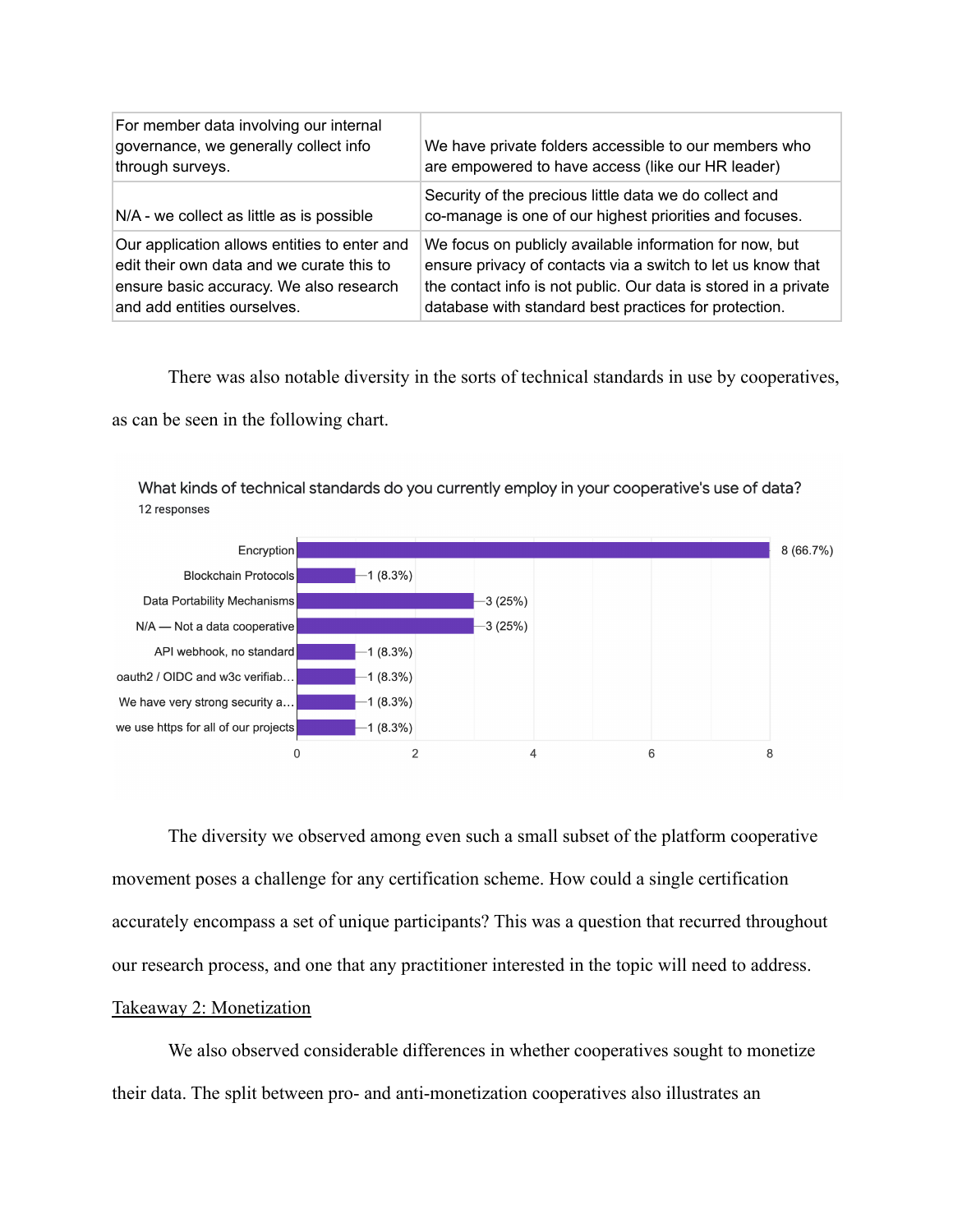| For member data involving our internal governance, we generally collect info through surveys. | We have private folders accessible to our members who are empowered to have access (like our HR leader) |
| --- | --- |
| N/A - we collect as little as is possible | Security of the precious little data we do collect and co-manage is one of our highest priorities and focuses. |
| Our application allows entities to enter and edit their own data and we curate this to ensure basic accuracy. We also research and add entities ourselves. | We focus on publicly available information for now, but ensure privacy of contacts via a switch to let us know that the contact info is not public. Our data is stored in a private database with standard best practices for protection. |

There was also notable diversity in the sorts of technical standards in use by cooperatives, as can be seen in the following chart.

What kinds of technical standards do you currently employ in your cooperative's use of data?
12 responses

| Response | Count (%) |
| --- | --- |
| Encryption | 8 (66.7%) |
| Blockchain Protocols | 1 (8.3%) |
| Data Portability Mechanisms | 3 (25%) |
| N/A — Not a data cooperative | 3 (25%) |
| API webhook, no standard | 1 (8.3%) |
| oauth2 / OIDC and w3c verifiab… | 1 (8.3%) |
| We have very strong security a… | 1 (8.3%) |
| we use https for all of our projects | 1 (8.3%) |

The diversity we observed among even such a small subset of the platform cooperative movement poses a challenge for any certification scheme. How could a single certification accurately encompass a set of unique participants? This was a question that recurred throughout our research process, and one that any practitioner interested in the topic will need to address.

Takeaway 2: Monetization

We also observed considerable differences in whether cooperatives sought to monetize their data. The split between pro- and anti-monetization cooperatives also illustrates an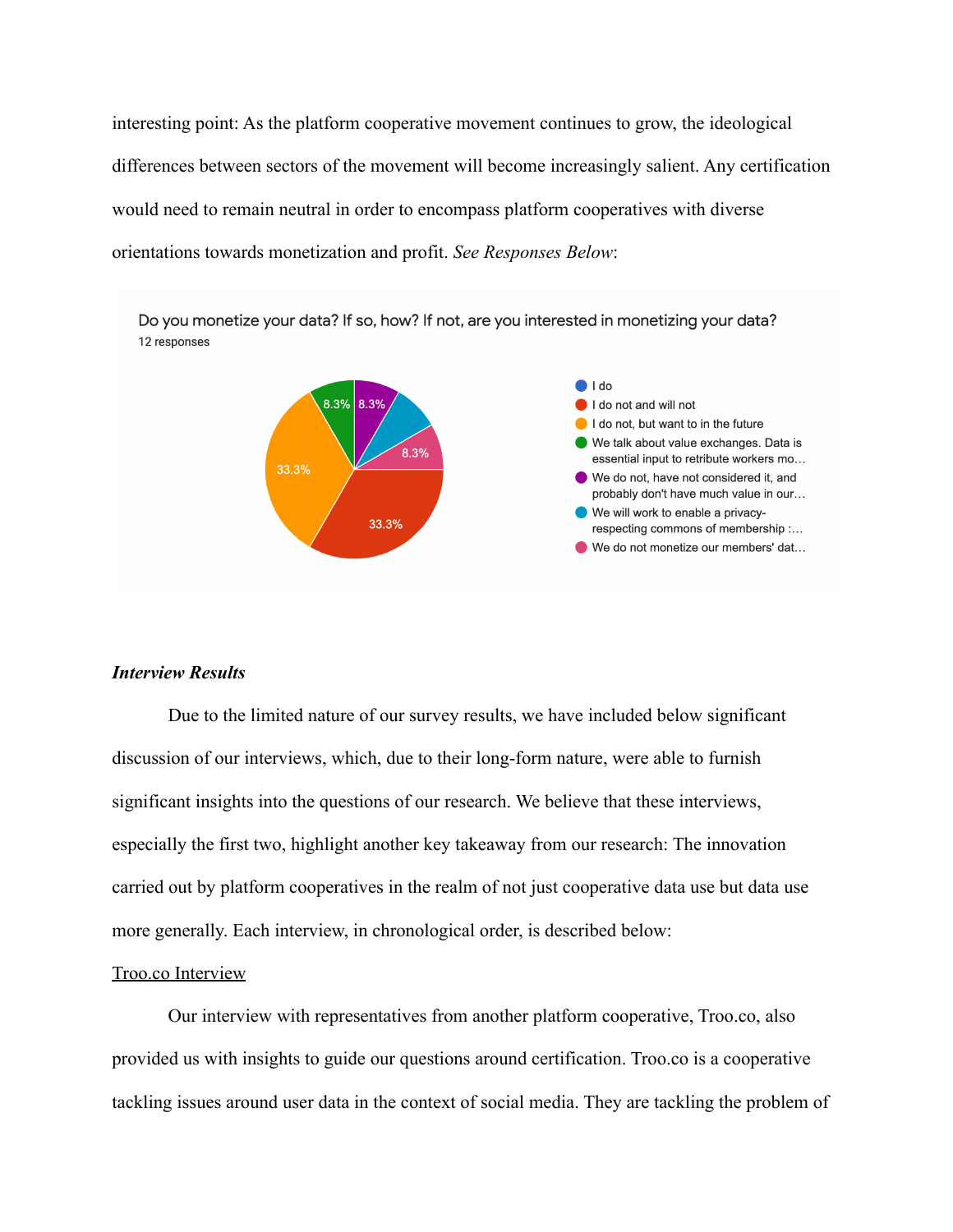interesting point: As the platform cooperative movement continues to grow, the ideological differences between sectors of the movement will become increasingly salient. Any certification would need to remain neutral in order to encompass platform cooperatives with diverse orientations towards monetization and profit. *See Responses Below*:

Do you monetize your data? If so, how? If not, are you interested in monetizing your data?
12 responses

| Response | Percentage |
| --- | --- |
| I do | |
| I do not and will not | 33.3% |
| I do not, but want to in the future | 33.3% |
| We talk about value exchanges. Data is essential input to retribute workers mo… | 8.3% |
| We do not, have not considered it, and probably don't have much value in our… | 8.3% |
| We will work to enable a privacy-respecting commons of membership :… | |
| We do not monetize our members' dat… | 8.3% |

### *Interview Results*

Due to the limited nature of our survey results, we have included below significant discussion of our interviews, which, due to their long-form nature, were able to furnish significant insights into the questions of our research. We believe that these interviews, especially the first two, highlight another key takeaway from our research: The innovation carried out by platform cooperatives in the realm of not just cooperative data use but data use more generally. Each interview, in chronological order, is described below:

<u>Troo.co Interview</u>

Our interview with representatives from another platform cooperative, Troo.co, also provided us with insights to guide our questions around certification. Troo.co is a cooperative tackling issues around user data in the context of social media. They are tackling the problem of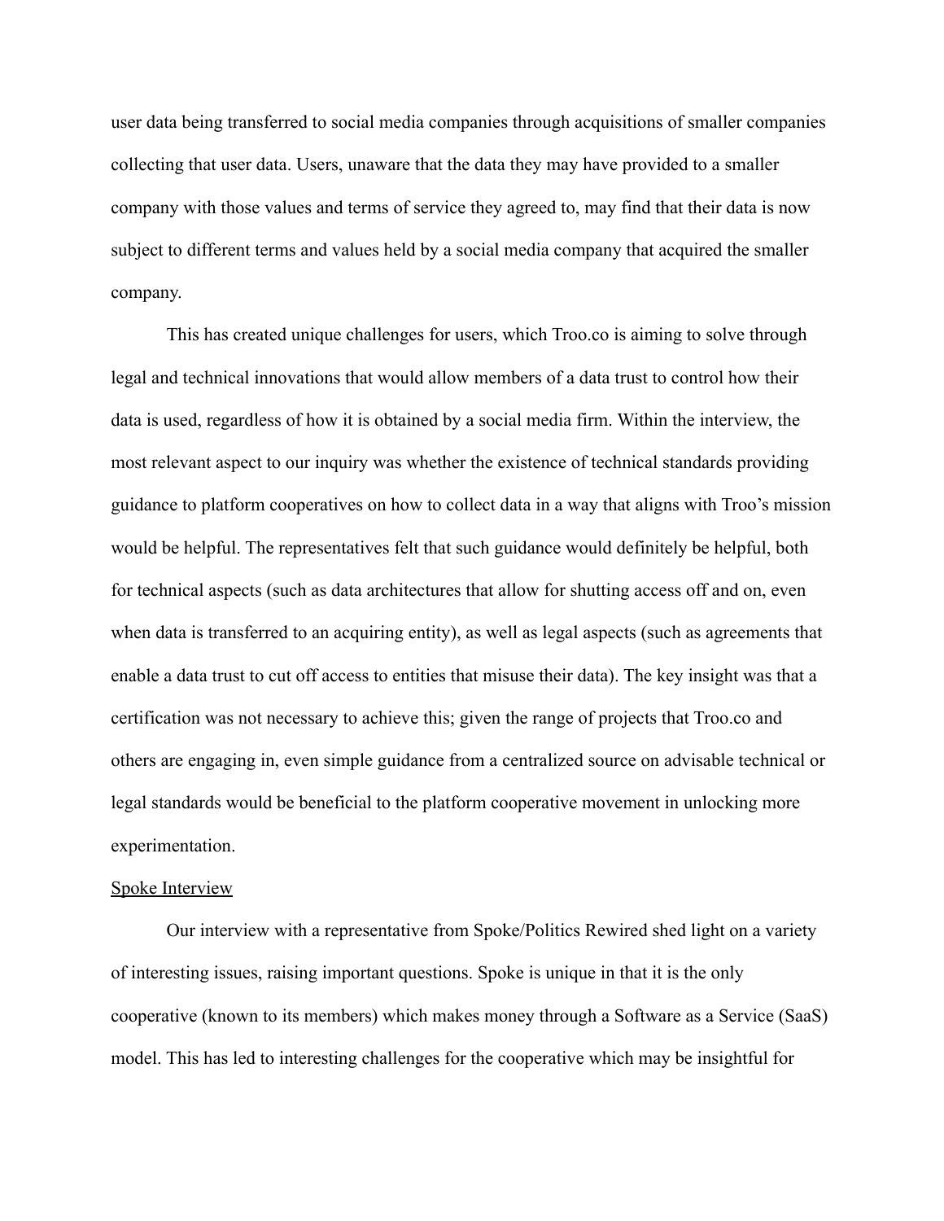user data being transferred to social media companies through acquisitions of smaller companies collecting that user data. Users, unaware that the data they may have provided to a smaller company with those values and terms of service they agreed to, may find that their data is now subject to different terms and values held by a social media company that acquired the smaller company.

This has created unique challenges for users, which Troo.co is aiming to solve through legal and technical innovations that would allow members of a data trust to control how their data is used, regardless of how it is obtained by a social media firm. Within the interview, the most relevant aspect to our inquiry was whether the existence of technical standards providing guidance to platform cooperatives on how to collect data in a way that aligns with Troo's mission would be helpful. The representatives felt that such guidance would definitely be helpful, both for technical aspects (such as data architectures that allow for shutting access off and on, even when data is transferred to an acquiring entity), as well as legal aspects (such as agreements that enable a data trust to cut off access to entities that misuse their data). The key insight was that a certification was not necessary to achieve this; given the range of projects that Troo.co and others are engaging in, even simple guidance from a centralized source on advisable technical or legal standards would be beneficial to the platform cooperative movement in unlocking more experimentation.

<u>Spoke Interview</u>

Our interview with a representative from Spoke/Politics Rewired shed light on a variety of interesting issues, raising important questions. Spoke is unique in that it is the only cooperative (known to its members) which makes money through a Software as a Service (SaaS) model. This has led to interesting challenges for the cooperative which may be insightful for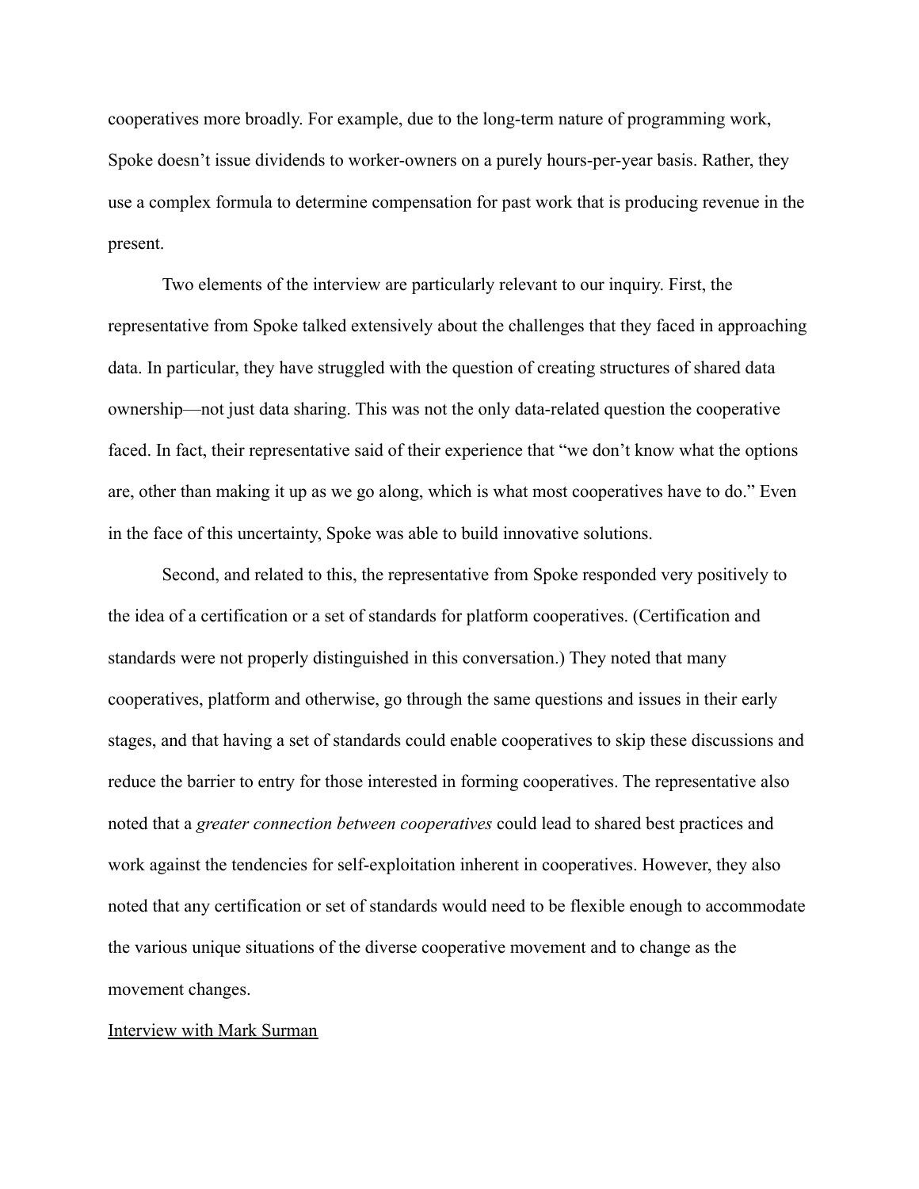cooperatives more broadly. For example, due to the long-term nature of programming work, Spoke doesn't issue dividends to worker-owners on a purely hours-per-year basis. Rather, they use a complex formula to determine compensation for past work that is producing revenue in the present.

Two elements of the interview are particularly relevant to our inquiry. First, the representative from Spoke talked extensively about the challenges that they faced in approaching data. In particular, they have struggled with the question of creating structures of shared data ownership—not just data sharing. This was not the only data-related question the cooperative faced. In fact, their representative said of their experience that "we don't know what the options are, other than making it up as we go along, which is what most cooperatives have to do." Even in the face of this uncertainty, Spoke was able to build innovative solutions.

Second, and related to this, the representative from Spoke responded very positively to the idea of a certification or a set of standards for platform cooperatives. (Certification and standards were not properly distinguished in this conversation.) They noted that many cooperatives, platform and otherwise, go through the same questions and issues in their early stages, and that having a set of standards could enable cooperatives to skip these discussions and reduce the barrier to entry for those interested in forming cooperatives. The representative also noted that a *greater connection between cooperatives* could lead to shared best practices and work against the tendencies for self-exploitation inherent in cooperatives. However, they also noted that any certification or set of standards would need to be flexible enough to accommodate the various unique situations of the diverse cooperative movement and to change as the movement changes.

Interview with Mark Surman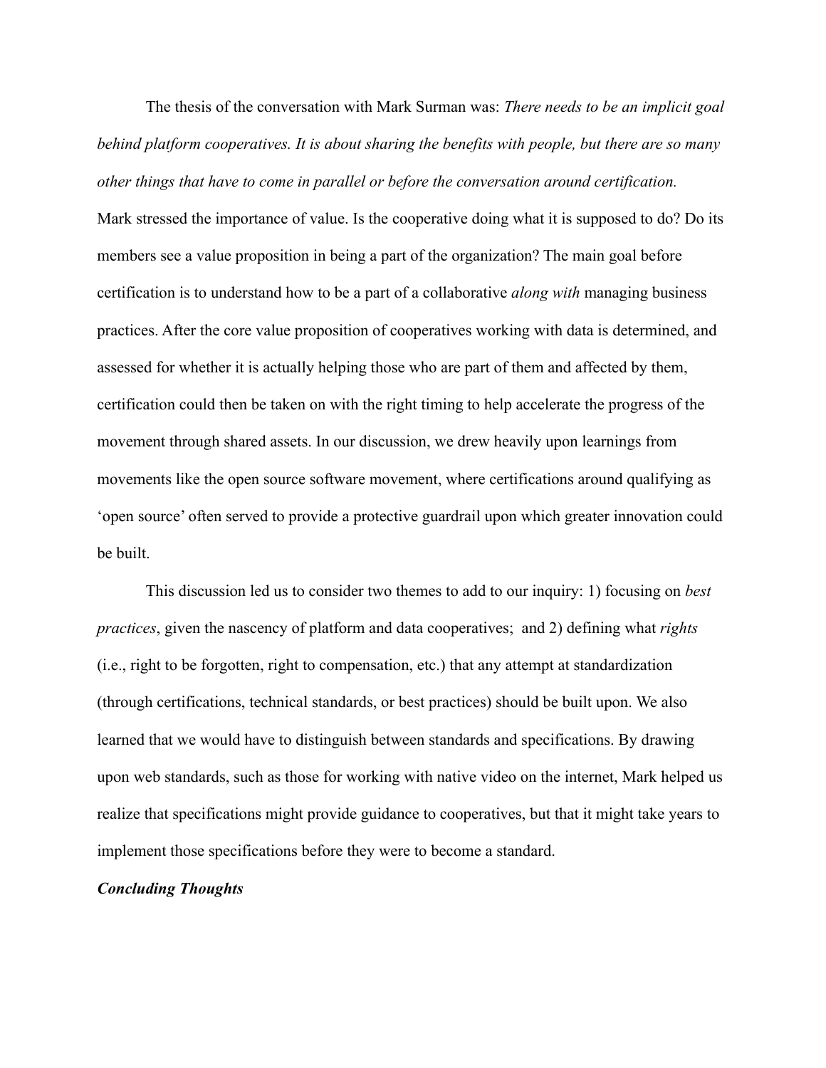The thesis of the conversation with Mark Surman was: *There needs to be an implicit goal behind platform cooperatives. It is about sharing the benefits with people, but there are so many other things that have to come in parallel or before the conversation around certification.* Mark stressed the importance of value. Is the cooperative doing what it is supposed to do? Do its members see a value proposition in being a part of the organization? The main goal before certification is to understand how to be a part of a collaborative *along with* managing business practices. After the core value proposition of cooperatives working with data is determined, and assessed for whether it is actually helping those who are part of them and affected by them, certification could then be taken on with the right timing to help accelerate the progress of the movement through shared assets. In our discussion, we drew heavily upon learnings from movements like the open source software movement, where certifications around qualifying as 'open source' often served to provide a protective guardrail upon which greater innovation could be built.

This discussion led us to consider two themes to add to our inquiry: 1) focusing on *best practices*, given the nascency of platform and data cooperatives; and 2) defining what *rights* (i.e., right to be forgotten, right to compensation, etc.) that any attempt at standardization (through certifications, technical standards, or best practices) should be built upon. We also learned that we would have to distinguish between standards and specifications. By drawing upon web standards, such as those for working with native video on the internet, Mark helped us realize that specifications might provide guidance to cooperatives, but that it might take years to implement those specifications before they were to become a standard.

***Concluding Thoughts***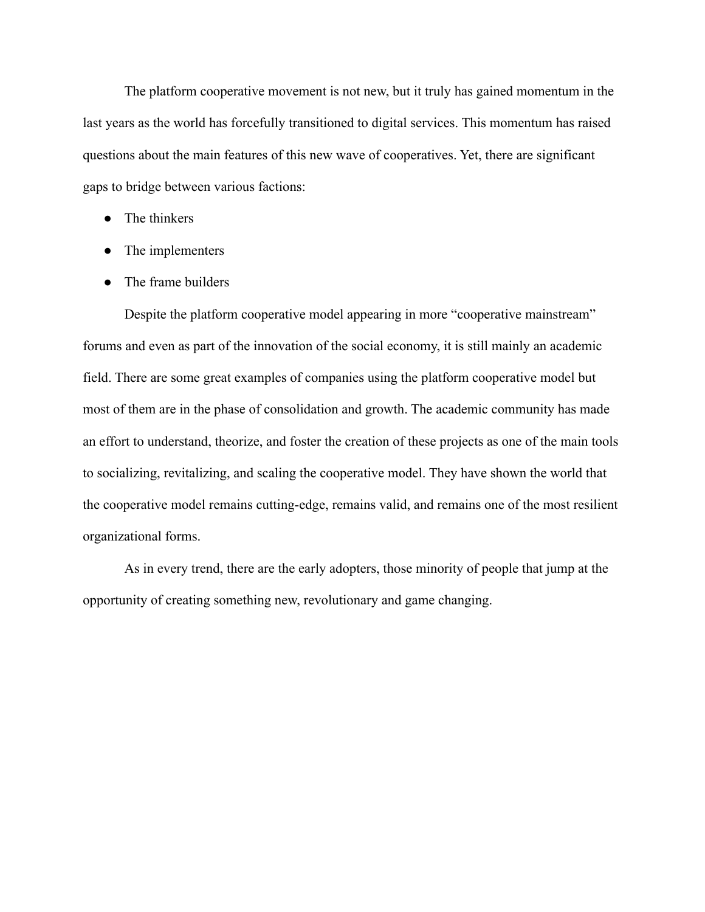The platform cooperative movement is not new, but it truly has gained momentum in the last years as the world has forcefully transitioned to digital services. This momentum has raised questions about the main features of this new wave of cooperatives. Yet, there are significant gaps to bridge between various factions:

- The thinkers
- The implementers
- The frame builders

Despite the platform cooperative model appearing in more "cooperative mainstream" forums and even as part of the innovation of the social economy, it is still mainly an academic field. There are some great examples of companies using the platform cooperative model but most of them are in the phase of consolidation and growth. The academic community has made an effort to understand, theorize, and foster the creation of these projects as one of the main tools to socializing, revitalizing, and scaling the cooperative model. They have shown the world that the cooperative model remains cutting-edge, remains valid, and remains one of the most resilient organizational forms.

As in every trend, there are the early adopters, those minority of people that jump at the opportunity of creating something new, revolutionary and game changing.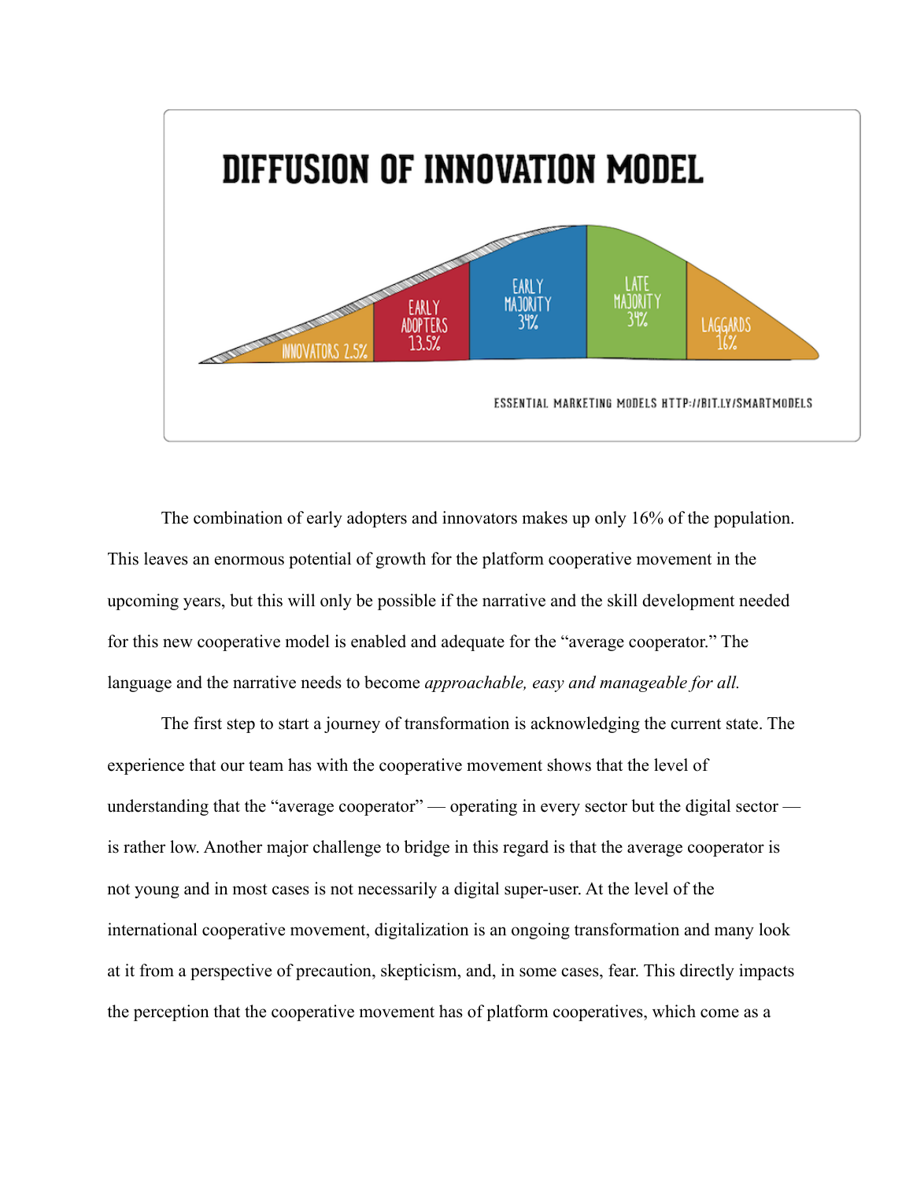The combination of early adopters and innovators makes up only 16% of the population. This leaves an enormous potential of growth for the platform cooperative movement in the upcoming years, but this will only be possible if the narrative and the skill development needed for this new cooperative model is enabled and adequate for the "average cooperator." The language and the narrative needs to become *approachable, easy and manageable for all.*

The first step to start a journey of transformation is acknowledging the current state. The experience that our team has with the cooperative movement shows that the level of understanding that the "average cooperator" — operating in every sector but the digital sector — is rather low. Another major challenge to bridge in this regard is that the average cooperator is not young and in most cases is not necessarily a digital super-user. At the level of the international cooperative movement, digitalization is an ongoing transformation and many look at it from a perspective of precaution, skepticism, and, in some cases, fear. This directly impacts the perception that the cooperative movement has of platform cooperatives, which come as a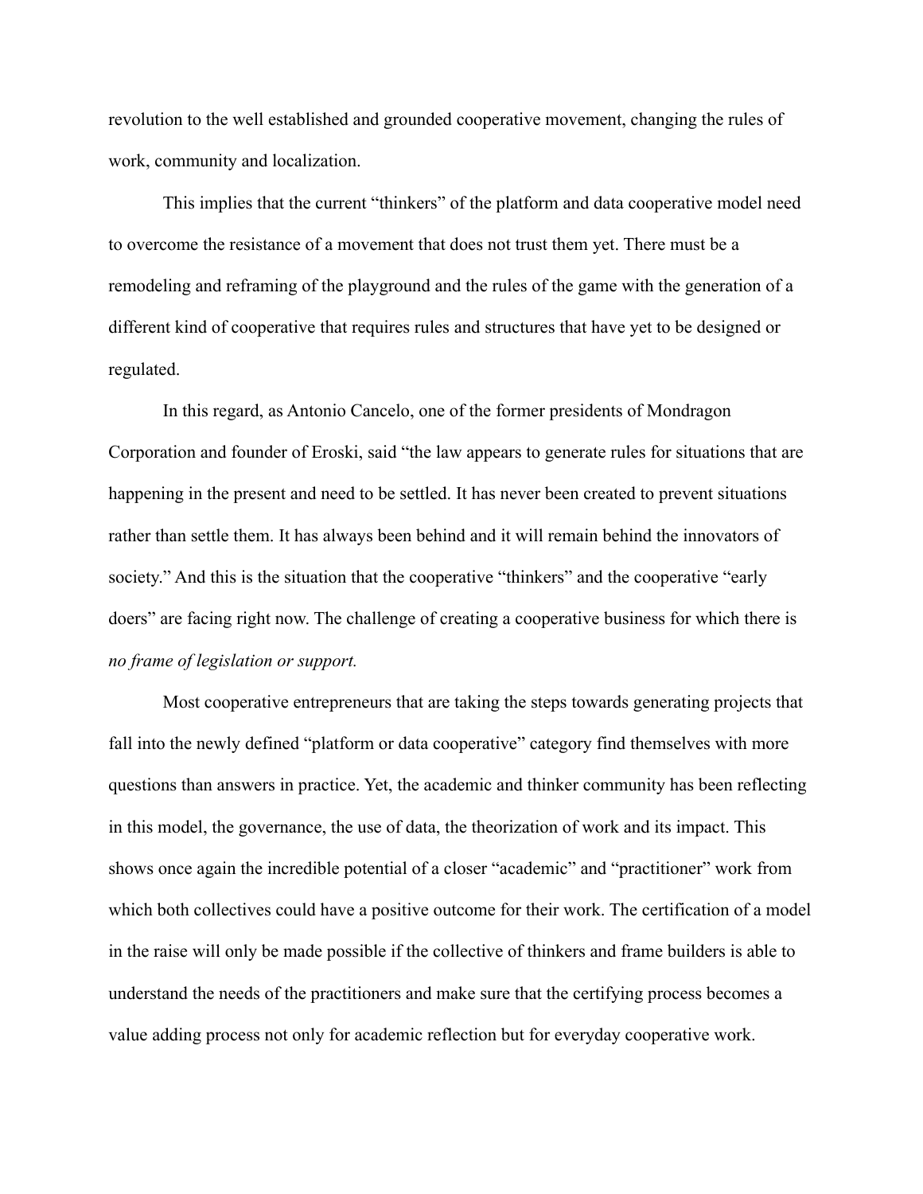revolution to the well established and grounded cooperative movement, changing the rules of work, community and localization.

This implies that the current "thinkers" of the platform and data cooperative model need to overcome the resistance of a movement that does not trust them yet. There must be a remodeling and reframing of the playground and the rules of the game with the generation of a different kind of cooperative that requires rules and structures that have yet to be designed or regulated.

In this regard, as Antonio Cancelo, one of the former presidents of Mondragon Corporation and founder of Eroski, said "the law appears to generate rules for situations that are happening in the present and need to be settled. It has never been created to prevent situations rather than settle them. It has always been behind and it will remain behind the innovators of society." And this is the situation that the cooperative "thinkers" and the cooperative "early doers" are facing right now. The challenge of creating a cooperative business for which there is *no frame of legislation or support.*

Most cooperative entrepreneurs that are taking the steps towards generating projects that fall into the newly defined "platform or data cooperative" category find themselves with more questions than answers in practice. Yet, the academic and thinker community has been reflecting in this model, the governance, the use of data, the theorization of work and its impact. This shows once again the incredible potential of a closer "academic" and "practitioner" work from which both collectives could have a positive outcome for their work. The certification of a model in the raise will only be made possible if the collective of thinkers and frame builders is able to understand the needs of the practitioners and make sure that the certifying process becomes a value adding process not only for academic reflection but for everyday cooperative work.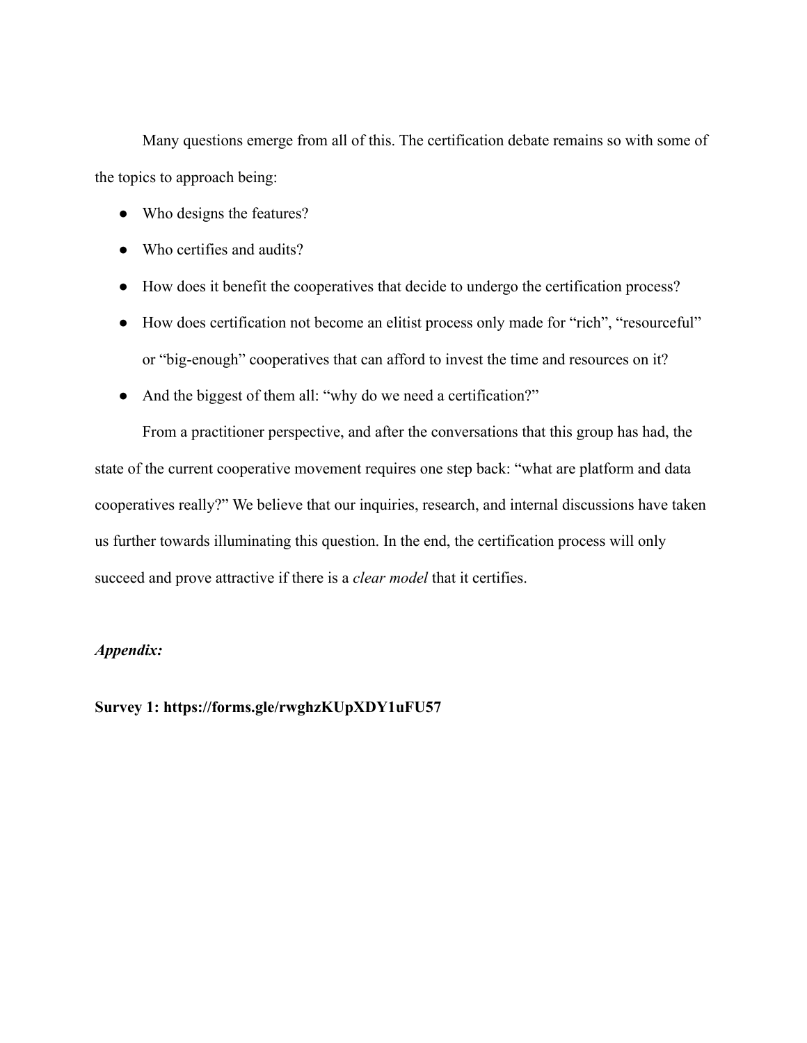Many questions emerge from all of this. The certification debate remains so with some of the topics to approach being:

- Who designs the features?
- Who certifies and audits?
- How does it benefit the cooperatives that decide to undergo the certification process?
- How does certification not become an elitist process only made for "rich", "resourceful" or "big-enough" cooperatives that can afford to invest the time and resources on it?
- And the biggest of them all: "why do we need a certification?"

From a practitioner perspective, and after the conversations that this group has had, the state of the current cooperative movement requires one step back: "what are platform and data cooperatives really?" We believe that our inquiries, research, and internal discussions have taken us further towards illuminating this question. In the end, the certification process will only succeed and prove attractive if there is a *clear model* that it certifies.

***Appendix:***

**Survey 1: https://forms.gle/rwghzKUpXDY1uFU57**